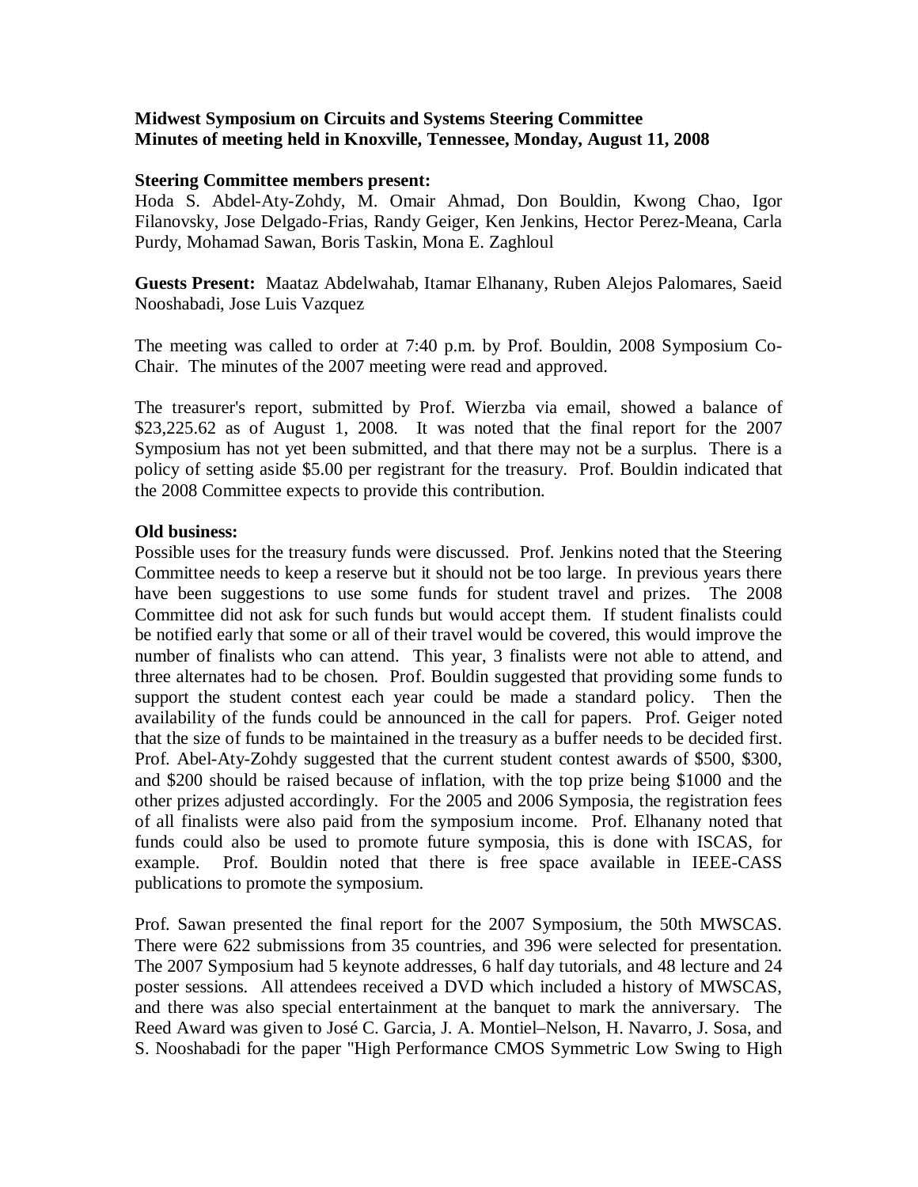**Midwest Symposium on Circuits and Systems Steering Committee**
**Minutes of meeting held in Knoxville, Tennessee, Monday, August 11, 2008**

**Steering Committee members present:**
Hoda S. Abdel-Aty-Zohdy, M. Omair Ahmad, Don Bouldin, Kwong Chao, Igor Filanovsky, Jose Delgado-Frias, Randy Geiger, Ken Jenkins, Hector Perez-Meana, Carla Purdy, Mohamad Sawan, Boris Taskin, Mona E. Zaghloul

**Guests Present:** Maataz Abdelwahab, Itamar Elhanany, Ruben Alejos Palomares, Saeid Nooshabadi, Jose Luis Vazquez

The meeting was called to order at 7:40 p.m. by Prof. Bouldin, 2008 Symposium Co-Chair. The minutes of the 2007 meeting were read and approved.

The treasurer's report, submitted by Prof. Wierzba via email, showed a balance of $23,225.62 as of August 1, 2008. It was noted that the final report for the 2007 Symposium has not yet been submitted, and that there may not be a surplus. There is a policy of setting aside $5.00 per registrant for the treasury. Prof. Bouldin indicated that the 2008 Committee expects to provide this contribution.

**Old business:**
Possible uses for the treasury funds were discussed. Prof. Jenkins noted that the Steering Committee needs to keep a reserve but it should not be too large. In previous years there have been suggestions to use some funds for student travel and prizes. The 2008 Committee did not ask for such funds but would accept them. If student finalists could be notified early that some or all of their travel would be covered, this would improve the number of finalists who can attend. This year, 3 finalists were not able to attend, and three alternates had to be chosen. Prof. Bouldin suggested that providing some funds to support the student contest each year could be made a standard policy. Then the availability of the funds could be announced in the call for papers. Prof. Geiger noted that the size of funds to be maintained in the treasury as a buffer needs to be decided first. Prof. Abel-Aty-Zohdy suggested that the current student contest awards of $500, $300, and $200 should be raised because of inflation, with the top prize being $1000 and the other prizes adjusted accordingly. For the 2005 and 2006 Symposia, the registration fees of all finalists were also paid from the symposium income. Prof. Elhanany noted that funds could also be used to promote future symposia, this is done with ISCAS, for example. Prof. Bouldin noted that there is free space available in IEEE-CASS publications to promote the symposium.

Prof. Sawan presented the final report for the 2007 Symposium, the 50th MWSCAS. There were 622 submissions from 35 countries, and 396 were selected for presentation. The 2007 Symposium had 5 keynote addresses, 6 half day tutorials, and 48 lecture and 24 poster sessions. All attendees received a DVD which included a history of MWSCAS, and there was also special entertainment at the banquet to mark the anniversary. The Reed Award was given to José C. Garcia, J. A. Montiel–Nelson, H. Navarro, J. Sosa, and S. Nooshabadi for the paper "High Performance CMOS Symmetric Low Swing to High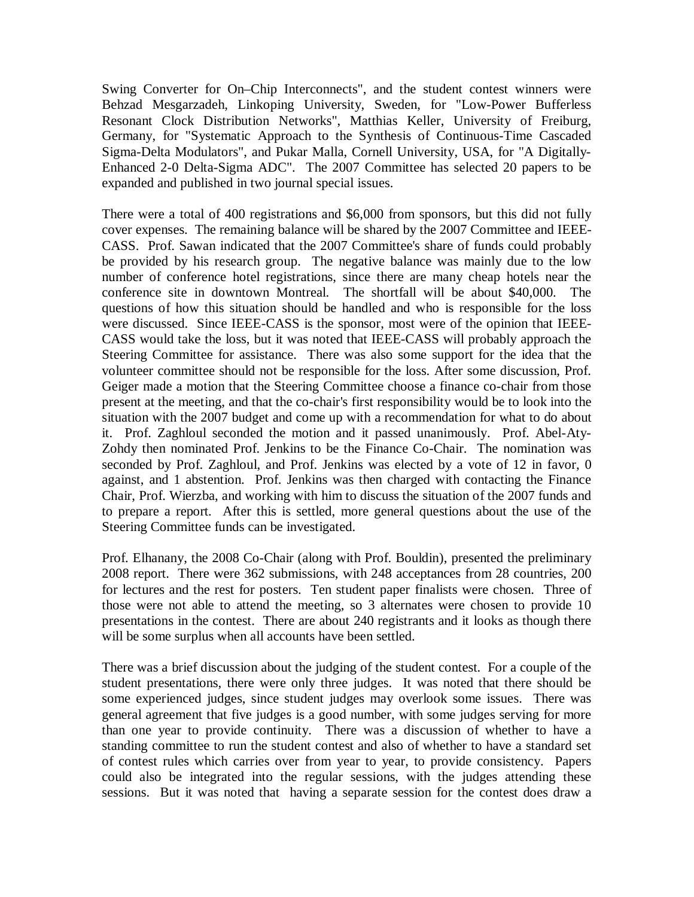Swing Converter for On–Chip Interconnects", and the student contest winners were Behzad Mesgarzadeh, Linkoping University, Sweden, for "Low-Power Bufferless Resonant Clock Distribution Networks", Matthias Keller, University of Freiburg, Germany, for "Systematic Approach to the Synthesis of Continuous-Time Cascaded Sigma-Delta Modulators", and Pukar Malla, Cornell University, USA, for "A Digitally-Enhanced 2-0 Delta-Sigma ADC". The 2007 Committee has selected 20 papers to be expanded and published in two journal special issues.

There were a total of 400 registrations and $6,000 from sponsors, but this did not fully cover expenses. The remaining balance will be shared by the 2007 Committee and IEEE-CASS. Prof. Sawan indicated that the 2007 Committee's share of funds could probably be provided by his research group. The negative balance was mainly due to the low number of conference hotel registrations, since there are many cheap hotels near the conference site in downtown Montreal. The shortfall will be about $40,000. The questions of how this situation should be handled and who is responsible for the loss were discussed. Since IEEE-CASS is the sponsor, most were of the opinion that IEEE-CASS would take the loss, but it was noted that IEEE-CASS will probably approach the Steering Committee for assistance. There was also some support for the idea that the volunteer committee should not be responsible for the loss. After some discussion, Prof. Geiger made a motion that the Steering Committee choose a finance co-chair from those present at the meeting, and that the co-chair's first responsibility would be to look into the situation with the 2007 budget and come up with a recommendation for what to do about it. Prof. Zaghloul seconded the motion and it passed unanimously. Prof. Abel-Aty-Zohdy then nominated Prof. Jenkins to be the Finance Co-Chair. The nomination was seconded by Prof. Zaghloul, and Prof. Jenkins was elected by a vote of 12 in favor, 0 against, and 1 abstention. Prof. Jenkins was then charged with contacting the Finance Chair, Prof. Wierzba, and working with him to discuss the situation of the 2007 funds and to prepare a report. After this is settled, more general questions about the use of the Steering Committee funds can be investigated.

Prof. Elhanany, the 2008 Co-Chair (along with Prof. Bouldin), presented the preliminary 2008 report. There were 362 submissions, with 248 acceptances from 28 countries, 200 for lectures and the rest for posters. Ten student paper finalists were chosen. Three of those were not able to attend the meeting, so 3 alternates were chosen to provide 10 presentations in the contest. There are about 240 registrants and it looks as though there will be some surplus when all accounts have been settled.

There was a brief discussion about the judging of the student contest. For a couple of the student presentations, there were only three judges. It was noted that there should be some experienced judges, since student judges may overlook some issues. There was general agreement that five judges is a good number, with some judges serving for more than one year to provide continuity. There was a discussion of whether to have a standing committee to run the student contest and also of whether to have a standard set of contest rules which carries over from year to year, to provide consistency. Papers could also be integrated into the regular sessions, with the judges attending these sessions. But it was noted that having a separate session for the contest does draw a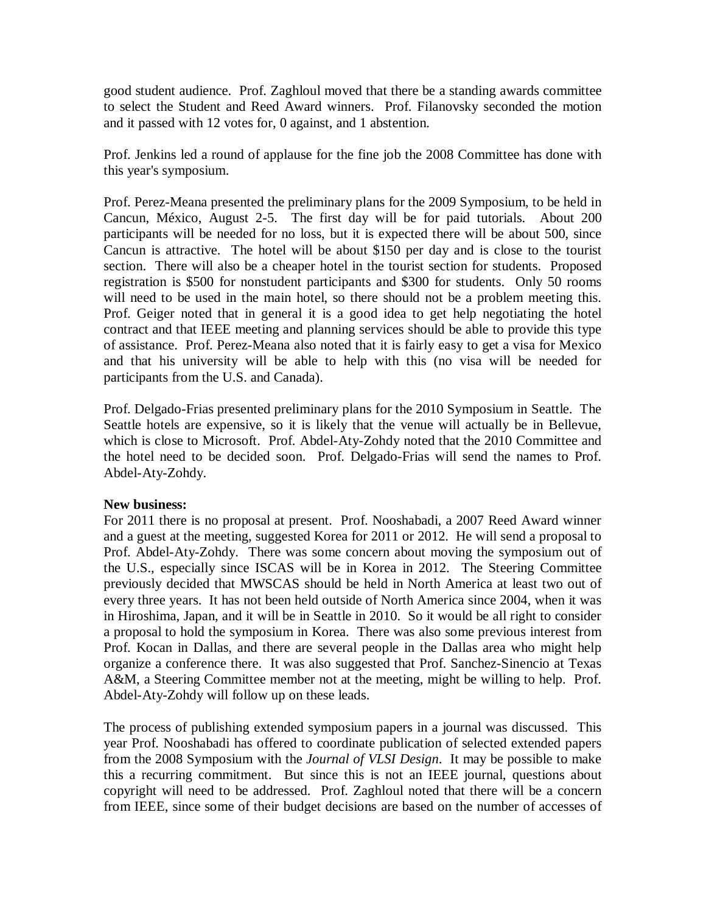good student audience. Prof. Zaghloul moved that there be a standing awards committee to select the Student and Reed Award winners. Prof. Filanovsky seconded the motion and it passed with 12 votes for, 0 against, and 1 abstention.

Prof. Jenkins led a round of applause for the fine job the 2008 Committee has done with this year's symposium.

Prof. Perez-Meana presented the preliminary plans for the 2009 Symposium, to be held in Cancun, México, August 2-5. The first day will be for paid tutorials. About 200 participants will be needed for no loss, but it is expected there will be about 500, since Cancun is attractive. The hotel will be about $150 per day and is close to the tourist section. There will also be a cheaper hotel in the tourist section for students. Proposed registration is $500 for nonstudent participants and $300 for students. Only 50 rooms will need to be used in the main hotel, so there should not be a problem meeting this. Prof. Geiger noted that in general it is a good idea to get help negotiating the hotel contract and that IEEE meeting and planning services should be able to provide this type of assistance. Prof. Perez-Meana also noted that it is fairly easy to get a visa for Mexico and that his university will be able to help with this (no visa will be needed for participants from the U.S. and Canada).

Prof. Delgado-Frias presented preliminary plans for the 2010 Symposium in Seattle. The Seattle hotels are expensive, so it is likely that the venue will actually be in Bellevue, which is close to Microsoft. Prof. Abdel-Aty-Zohdy noted that the 2010 Committee and the hotel need to be decided soon. Prof. Delgado-Frias will send the names to Prof. Abdel-Aty-Zohdy.

**New business:**
For 2011 there is no proposal at present. Prof. Nooshabadi, a 2007 Reed Award winner and a guest at the meeting, suggested Korea for 2011 or 2012. He will send a proposal to Prof. Abdel-Aty-Zohdy. There was some concern about moving the symposium out of the U.S., especially since ISCAS will be in Korea in 2012. The Steering Committee previously decided that MWSCAS should be held in North America at least two out of every three years. It has not been held outside of North America since 2004, when it was in Hiroshima, Japan, and it will be in Seattle in 2010. So it would be all right to consider a proposal to hold the symposium in Korea. There was also some previous interest from Prof. Kocan in Dallas, and there are several people in the Dallas area who might help organize a conference there. It was also suggested that Prof. Sanchez-Sinencio at Texas A&M, a Steering Committee member not at the meeting, might be willing to help. Prof. Abdel-Aty-Zohdy will follow up on these leads.

The process of publishing extended symposium papers in a journal was discussed. This year Prof. Nooshabadi has offered to coordinate publication of selected extended papers from the 2008 Symposium with the *Journal of VLSI Design*. It may be possible to make this a recurring commitment. But since this is not an IEEE journal, questions about copyright will need to be addressed. Prof. Zaghloul noted that there will be a concern from IEEE, since some of their budget decisions are based on the number of accesses of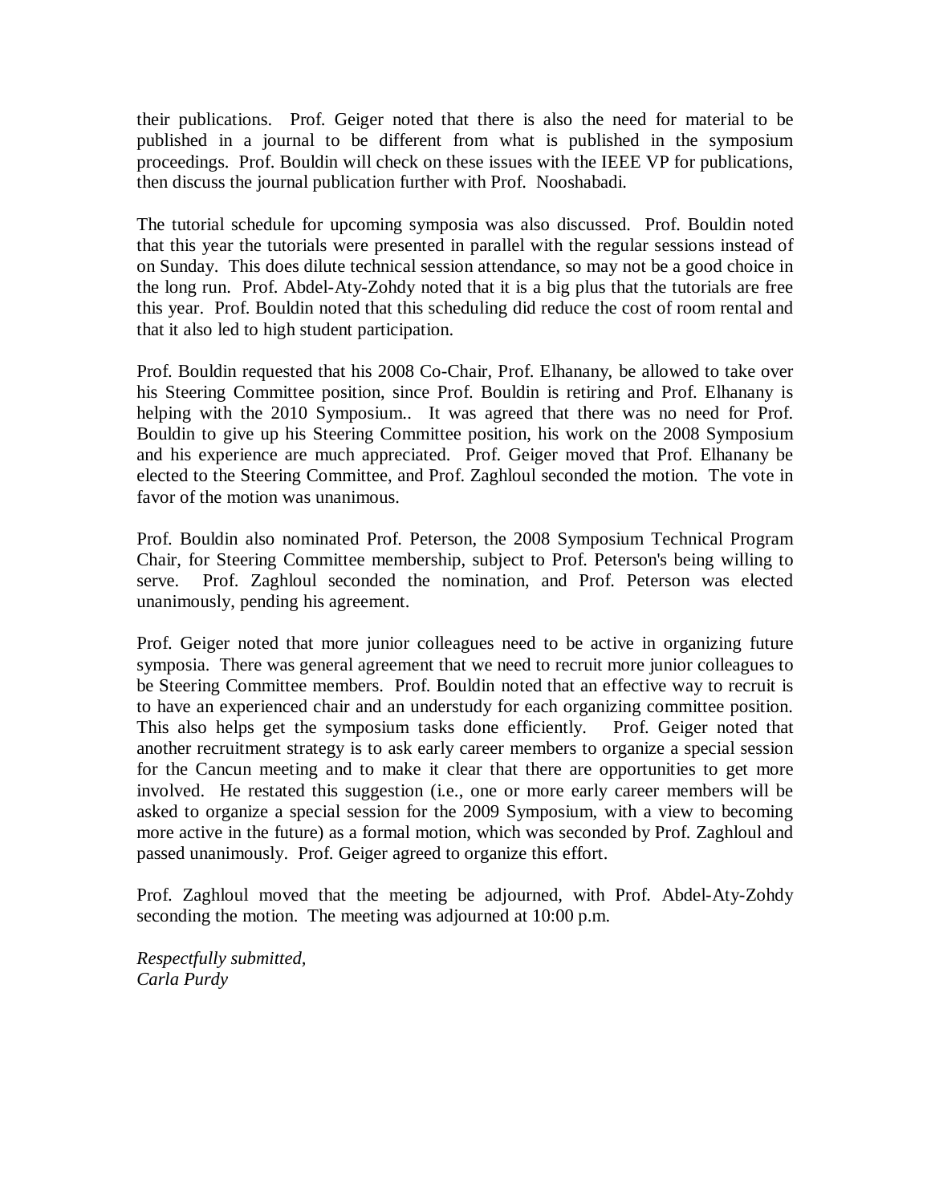their publications. Prof. Geiger noted that there is also the need for material to be published in a journal to be different from what is published in the symposium proceedings. Prof. Bouldin will check on these issues with the IEEE VP for publications, then discuss the journal publication further with Prof. Nooshabadi.

The tutorial schedule for upcoming symposia was also discussed. Prof. Bouldin noted that this year the tutorials were presented in parallel with the regular sessions instead of on Sunday. This does dilute technical session attendance, so may not be a good choice in the long run. Prof. Abdel-Aty-Zohdy noted that it is a big plus that the tutorials are free this year. Prof. Bouldin noted that this scheduling did reduce the cost of room rental and that it also led to high student participation.

Prof. Bouldin requested that his 2008 Co-Chair, Prof. Elhanany, be allowed to take over his Steering Committee position, since Prof. Bouldin is retiring and Prof. Elhanany is helping with the 2010 Symposium.. It was agreed that there was no need for Prof. Bouldin to give up his Steering Committee position, his work on the 2008 Symposium and his experience are much appreciated. Prof. Geiger moved that Prof. Elhanany be elected to the Steering Committee, and Prof. Zaghloul seconded the motion. The vote in favor of the motion was unanimous.

Prof. Bouldin also nominated Prof. Peterson, the 2008 Symposium Technical Program Chair, for Steering Committee membership, subject to Prof. Peterson's being willing to serve. Prof. Zaghloul seconded the nomination, and Prof. Peterson was elected unanimously, pending his agreement.

Prof. Geiger noted that more junior colleagues need to be active in organizing future symposia. There was general agreement that we need to recruit more junior colleagues to be Steering Committee members. Prof. Bouldin noted that an effective way to recruit is to have an experienced chair and an understudy for each organizing committee position. This also helps get the symposium tasks done efficiently. Prof. Geiger noted that another recruitment strategy is to ask early career members to organize a special session for the Cancun meeting and to make it clear that there are opportunities to get more involved. He restated this suggestion (i.e., one or more early career members will be asked to organize a special session for the 2009 Symposium, with a view to becoming more active in the future) as a formal motion, which was seconded by Prof. Zaghloul and passed unanimously. Prof. Geiger agreed to organize this effort.

Prof. Zaghloul moved that the meeting be adjourned, with Prof. Abdel-Aty-Zohdy seconding the motion. The meeting was adjourned at 10:00 p.m.

*Respectfully submitted,*
*Carla Purdy*